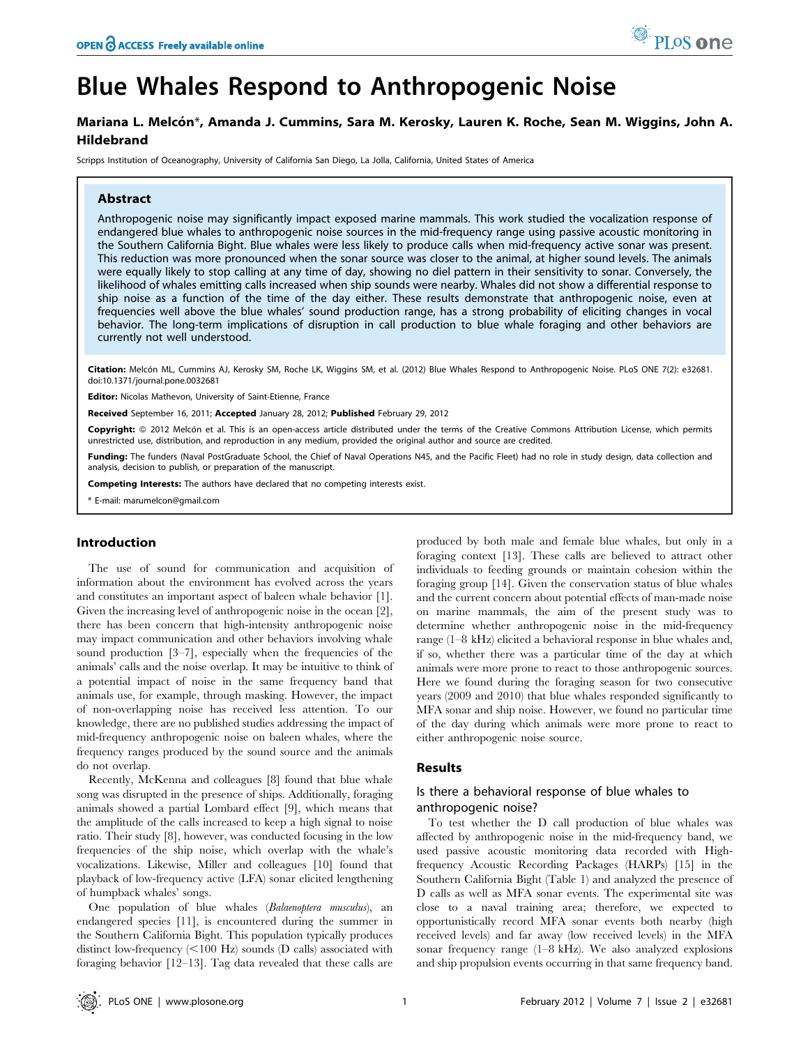# Blue Whales Respond to Anthropogenic Noise

**Mariana L. Melcón\*, Amanda J. Cummins, Sara M. Kerosky, Lauren K. Roche, Sean M. Wiggins, John A. Hildebrand**

Scripps Institution of Oceanography, University of California San Diego, La Jolla, California, United States of America

## Abstract

Anthropogenic noise may significantly impact exposed marine mammals. This work studied the vocalization response of endangered blue whales to anthropogenic noise sources in the mid-frequency range using passive acoustic monitoring in the Southern California Bight. Blue whales were less likely to produce calls when mid-frequency active sonar was present. This reduction was more pronounced when the sonar source was closer to the animal, at higher sound levels. The animals were equally likely to stop calling at any time of day, showing no diel pattern in their sensitivity to sonar. Conversely, the likelihood of whales emitting calls increased when ship sounds were nearby. Whales did not show a differential response to ship noise as a function of the time of the day either. These results demonstrate that anthropogenic noise, even at frequencies well above the blue whales' sound production range, has a strong probability of eliciting changes in vocal behavior. The long-term implications of disruption in call production to blue whale foraging and other behaviors are currently not well understood.

**Citation:** Melcón ML, Cummins AJ, Kerosky SM, Roche LK, Wiggins SM, et al. (2012) Blue Whales Respond to Anthropogenic Noise. PLoS ONE 7(2): e32681. doi:10.1371/journal.pone.0032681

**Editor:** Nicolas Mathevon, University of Saint-Etienne, France

**Received** September 16, 2011; **Accepted** January 28, 2012; **Published** February 29, 2012

**Copyright:** © 2012 Melcón et al. This is an open-access article distributed under the terms of the Creative Commons Attribution License, which permits unrestricted use, distribution, and reproduction in any medium, provided the original author and source are credited.

**Funding:** The funders (Naval PostGraduate School, the Chief of Naval Operations N45, and the Pacific Fleet) had no role in study design, data collection and analysis, decision to publish, or preparation of the manuscript.

**Competing Interests:** The authors have declared that no competing interests exist.

\* E-mail: marumelcon@gmail.com

## Introduction

The use of sound for communication and acquisition of information about the environment has evolved across the years and constitutes an important aspect of baleen whale behavior [1]. Given the increasing level of anthropogenic noise in the ocean [2], there has been concern that high-intensity anthropogenic noise may impact communication and other behaviors involving whale sound production [3–7], especially when the frequencies of the animals' calls and the noise overlap. It may be intuitive to think of a potential impact of noise in the same frequency band that animals use, for example, through masking. However, the impact of non-overlapping noise has received less attention. To our knowledge, there are no published studies addressing the impact of mid-frequency anthropogenic noise on baleen whales, where the frequency ranges produced by the sound source and the animals do not overlap.

Recently, McKenna and colleagues [8] found that blue whale song was disrupted in the presence of ships. Additionally, foraging animals showed a partial Lombard effect [9], which means that the amplitude of the calls increased to keep a high signal to noise ratio. Their study [8], however, was conducted focusing in the low frequencies of the ship noise, which overlap with the whale's vocalizations. Likewise, Miller and colleagues [10] found that playback of low-frequency active (LFA) sonar elicited lengthening of humpback whales' songs.

One population of blue whales (*Balaenoptera musculus*), an endangered species [11], is encountered during the summer in the Southern California Bight. This population typically produces distinct low-frequency (<100 Hz) sounds (D calls) associated with foraging behavior [12–13]. Tag data revealed that these calls are produced by both male and female blue whales, but only in a foraging context [13]. These calls are believed to attract other individuals to feeding grounds or maintain cohesion within the foraging group [14]. Given the conservation status of blue whales and the current concern about potential effects of man-made noise on marine mammals, the aim of the present study was to determine whether anthropogenic noise in the mid-frequency range (1–8 kHz) elicited a behavioral response in blue whales and, if so, whether there was a particular time of the day at which animals were more prone to react to those anthropogenic sources. Here we found during the foraging season for two consecutive years (2009 and 2010) that blue whales responded significantly to MFA sonar and ship noise. However, we found no particular time of the day during which animals were more prone to react to either anthropogenic noise source.

## Results

### Is there a behavioral response of blue whales to anthropogenic noise?

To test whether the D call production of blue whales was affected by anthropogenic noise in the mid-frequency band, we used passive acoustic monitoring data recorded with High-frequency Acoustic Recording Packages (HARPs) [15] in the Southern California Bight (Table 1) and analyzed the presence of D calls as well as MFA sonar events. The experimental site was close to a naval training area; therefore, we expected to opportunistically record MFA sonar events both nearby (high received levels) and far away (low received levels) in the MFA sonar frequency range (1–8 kHz). We also analyzed explosions and ship propulsion events occurring in that same frequency band.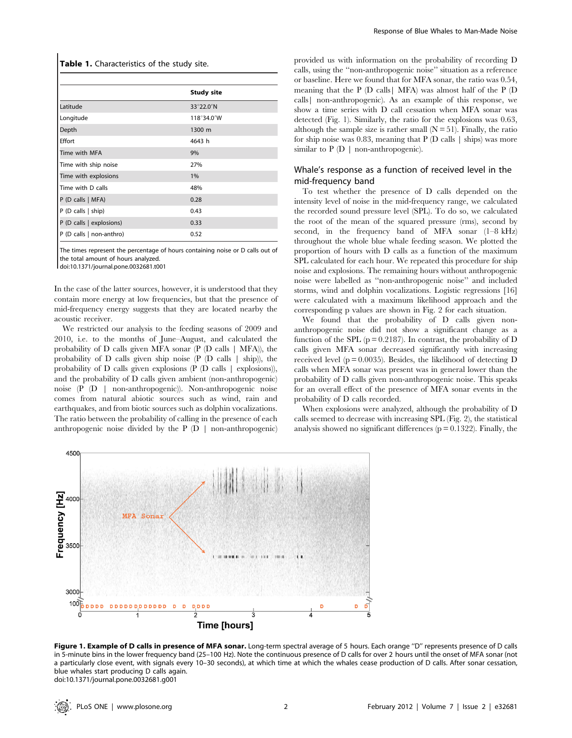**Table 1.** Characteristics of the study site.

| | Study site |
|---|---|
| Latitude | 33°22.0′N |
| Longitude | 118°34.0′W |
| Depth | 1300 m |
| Effort | 4643 h |
| Time with MFA | 9% |
| Time with ship noise | 27% |
| Time with explosions | 1% |
| Time with D calls | 48% |
| P (D calls \| MFA) | 0.28 |
| P (D calls \| ship) | 0.43 |
| P (D calls \| explosions) | 0.33 |
| P (D calls \| non-anthro) | 0.52 |

The times represent the percentage of hours containing noise or D calls out of the total amount of hours analyzed.
doi:10.1371/journal.pone.0032681.t001

In the case of the latter sources, however, it is understood that they contain more energy at low frequencies, but that the presence of mid-frequency energy suggests that they are located nearby the acoustic receiver.

We restricted our analysis to the feeding seasons of 2009 and 2010, i.e. to the months of June–August, and calculated the probability of D calls given MFA sonar (P (D calls | MFA)), the probability of D calls given ship noise (P (D calls | ship)), the probability of D calls given explosions (P (D calls | explosions)), and the probability of D calls given ambient (non-anthropogenic) noise (P (D | non-anthropogenic)). Non-anthropogenic noise comes from natural abiotic sources such as wind, rain and earthquakes, and from biotic sources such as dolphin vocalizations. The ratio between the probability of calling in the presence of each anthropogenic noise divided by the P (D | non-anthropogenic) provided us with information on the probability of recording D calls, using the "non-anthropogenic noise" situation as a reference or baseline. Here we found that for MFA sonar, the ratio was 0.54, meaning that the P (D calls| MFA) was almost half of the P (D calls| non-anthropogenic). As an example of this response, we show a time series with D call cessation when MFA sonar was detected (Fig. 1). Similarly, the ratio for the explosions was 0.63, although the sample size is rather small (N = 51). Finally, the ratio for ship noise was 0.83, meaning that P (D calls | ships) was more similar to P (D | non-anthropogenic).

## Whale's response as a function of received level in the mid-frequency band

To test whether the presence of D calls depended on the intensity level of noise in the mid-frequency range, we calculated the recorded sound pressure level (SPL). To do so, we calculated the root of the mean of the squared pressure (rms), second by second, in the frequency band of MFA sonar (1–8 kHz) throughout the whole blue whale feeding season. We plotted the proportion of hours with D calls as a function of the maximum SPL calculated for each hour. We repeated this procedure for ship noise and explosions. The remaining hours without anthropogenic noise were labelled as "non-anthropogenic noise" and included storms, wind and dolphin vocalizations. Logistic regressions [16] were calculated with a maximum likelihood approach and the corresponding p values are shown in Fig. 2 for each situation.

We found that the probability of D calls given non-anthropogenic noise did not show a significant change as a function of the SPL ($p = 0.2187$). In contrast, the probability of D calls given MFA sonar decreased significantly with increasing received level ($p = 0.0035$). Besides, the likelihood of detecting D calls when MFA sonar was present was in general lower than the probability of D calls given non-anthropogenic noise. This speaks for an overall effect of the presence of MFA sonar events in the probability of D calls recorded.

When explosions were analyzed, although the probability of D calls seemed to decrease with increasing SPL (Fig. 2), the statistical analysis showed no significant differences ($p = 0.1322$). Finally, the

4500
4000
3500
3000
100
Frequency [Hz]
MFA Sonar
D D D D D D D D D D D D D D D D D D D D D D D D D D
0 1 2 3 4 5
Time [hours]

**Figure 1. Example of D calls in presence of MFA sonar.** Long-term spectral average of 5 hours. Each orange "D" represents presence of D calls in 5-minute bins in the lower frequency band (25–100 Hz). Note the continuous presence of D calls for over 2 hours until the onset of MFA sonar (not a particularly close event, with signals every 10–30 seconds), at which time at which the whales cease production of D calls. After sonar cessation, blue whales start producing D calls again.
doi:10.1371/journal.pone.0032681.g001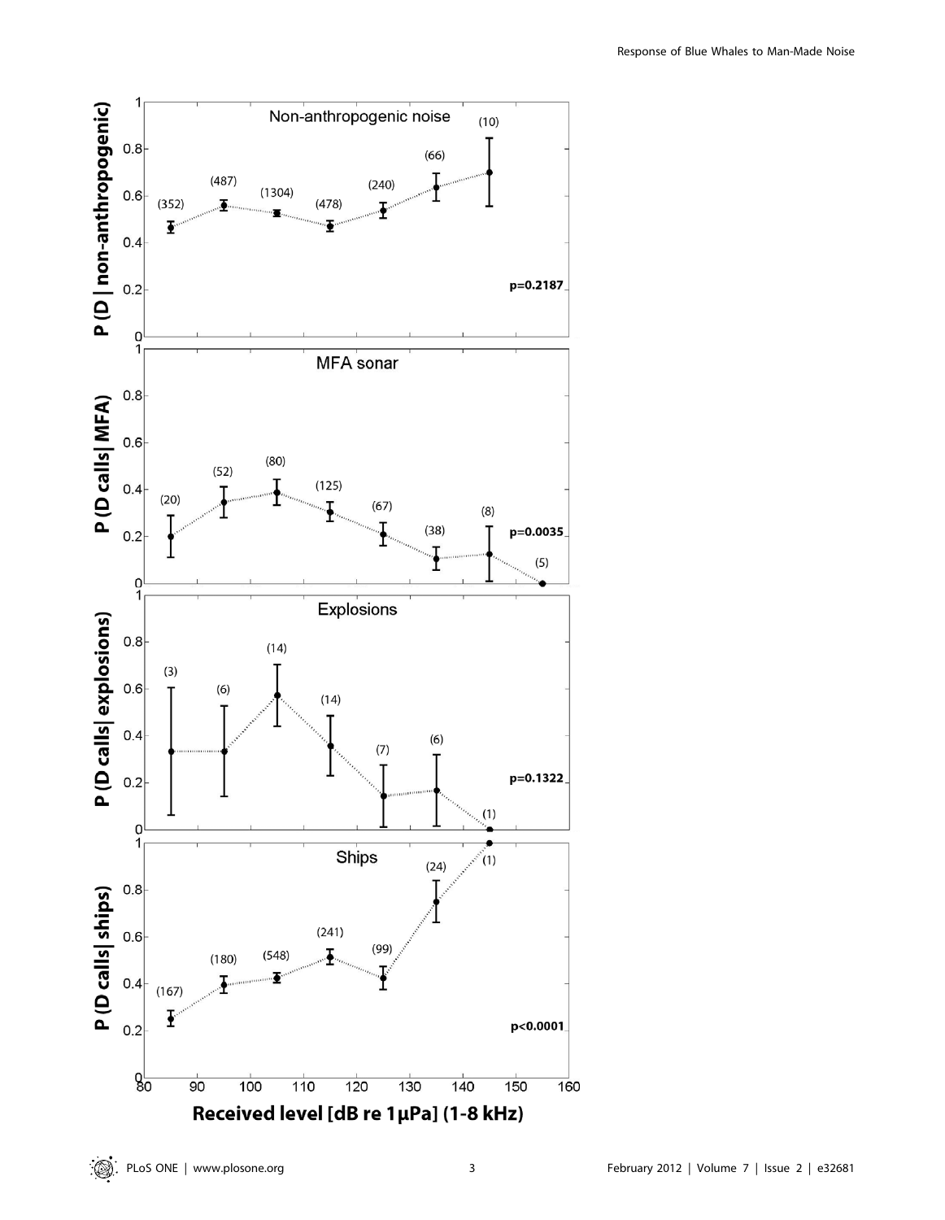Non-anthropogenic noise

P (D | non-anthropogenic)

(352) (487) (1304) (478) (240) (66) (10)

p=0.2187

MFA sonar

P (D calls| MFA)

(20) (52) (80) (125) (67) (38) (8) (5)

p=0.0035

Explosions

P (D calls| explosions)

(3) (6) (14) (14) (7) (6) (1)

p=0.1322

Ships

P (D calls| ships)

(167) (180) (548) (241) (99) (24) (1)

p<0.0001

Received level [dB re 1 μPa] (1-8 kHz)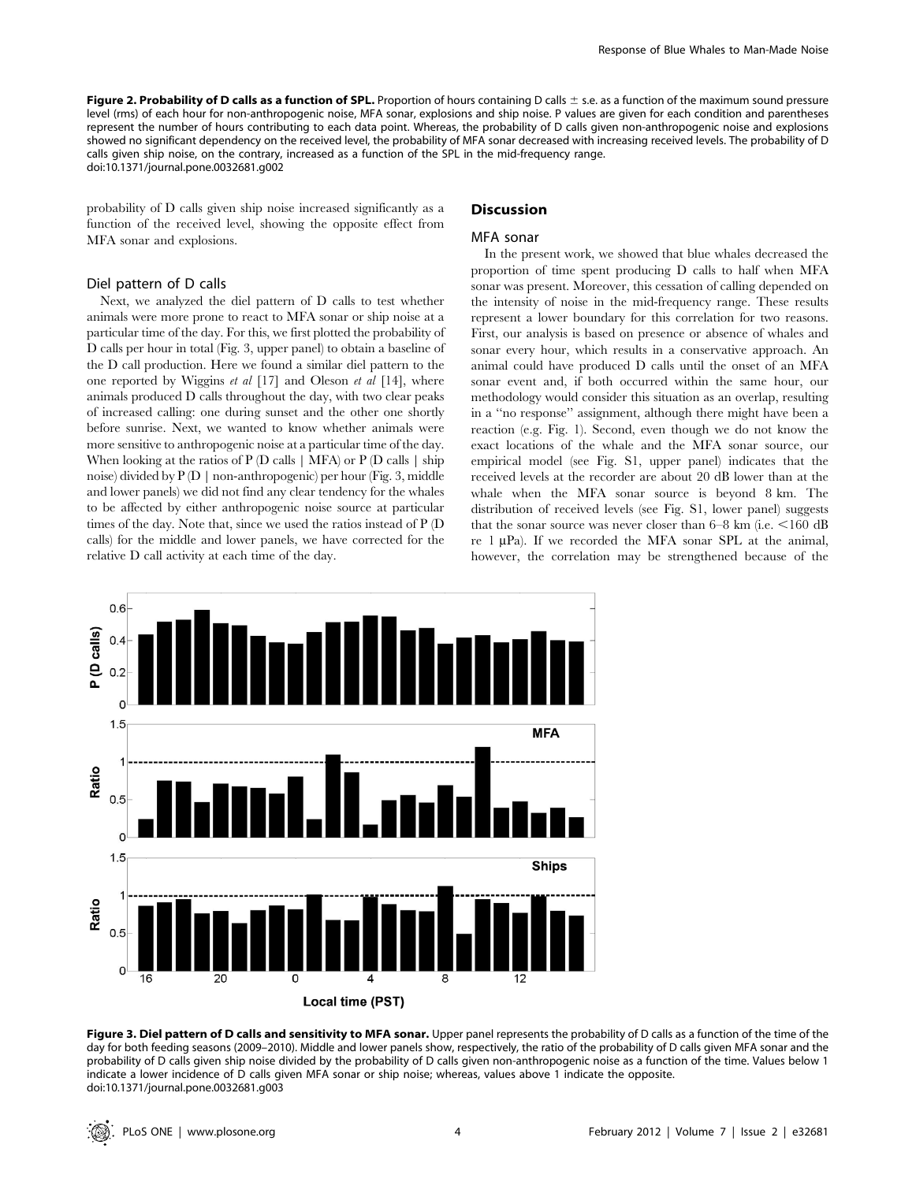**Figure 2. Probability of D calls as a function of SPL.** Proportion of hours containing D calls ± s.e. as a function of the maximum sound pressure level (rms) of each hour for non-anthropogenic noise, MFA sonar, explosions and ship noise. P values are given for each condition and parentheses represent the number of hours contributing to each data point. Whereas, the probability of D calls given non-anthropogenic noise and explosions showed no significant dependency on the received level, the probability of MFA sonar decreased with increasing received levels. The probability of D calls given ship noise, on the contrary, increased as a function of the SPL in the mid-frequency range.
doi:10.1371/journal.pone.0032681.g002

probability of D calls given ship noise increased significantly as a function of the received level, showing the opposite effect from MFA sonar and explosions.

### Diel pattern of D calls

Next, we analyzed the diel pattern of D calls to test whether animals were more prone to react to MFA sonar or ship noise at a particular time of the day. For this, we first plotted the probability of D calls per hour in total (Fig. 3, upper panel) to obtain a baseline of the D call production. Here we found a similar diel pattern to the one reported by Wiggins *et al* [17] and Oleson *et al* [14], where animals produced D calls throughout the day, with two clear peaks of increased calling: one during sunset and the other one shortly before sunrise. Next, we wanted to know whether animals were more sensitive to anthropogenic noise at a particular time of the day. When looking at the ratios of P (D calls | MFA) or P (D calls | ship noise) divided by P (D | non-anthropogenic) per hour (Fig. 3, middle and lower panels) we did not find any clear tendency for the whales to be affected by either anthropogenic noise source at particular times of the day. Note that, since we used the ratios instead of P (D calls) for the middle and lower panels, we have corrected for the relative D call activity at each time of the day.

## Discussion

### MFA sonar

In the present work, we showed that blue whales decreased the proportion of time spent producing D calls to half when MFA sonar was present. Moreover, this cessation of calling depended on the intensity of noise in the mid-frequency range. These results represent a lower boundary for this correlation for two reasons. First, our analysis is based on presence or absence of whales and sonar every hour, which results in a conservative approach. An animal could have produced D calls until the onset of an MFA sonar event and, if both occurred within the same hour, our methodology would consider this situation as an overlap, resulting in a "no response" assignment, although there might have been a reaction (e.g. Fig. 1). Second, even though we do not know the exact locations of the whale and the MFA sonar source, our empirical model (see Fig. S1, upper panel) indicates that the received levels at the recorder are about 20 dB lower than at the whale when the MFA sonar source is beyond 8 km. The distribution of received levels (see Fig. S1, lower panel) suggests that the sonar source was never closer than 6–8 km (i.e. <160 dB re 1 μPa). If we recorded the MFA sonar SPL at the animal, however, the correlation may be strengthened because of the

P (D calls)
0.6
0.4
0.2
0
Ratio
1.5
1
0.5
0
MFA
Ratio
1.5
1
0.5
0
Ships
16
20
0
4
8
12
Local time (PST)

**Figure 3. Diel pattern of D calls and sensitivity to MFA sonar.** Upper panel represents the probability of D calls as a function of the time of the day for both feeding seasons (2009–2010). Middle and lower panels show, respectively, the ratio of the probability of D calls given MFA sonar and the probability of D calls given ship noise divided by the probability of D calls given non-anthropogenic noise as a function of the time. Values below 1 indicate a lower incidence of D calls given MFA sonar or ship noise; whereas, values above 1 indicate the opposite.
doi:10.1371/journal.pone.0032681.g003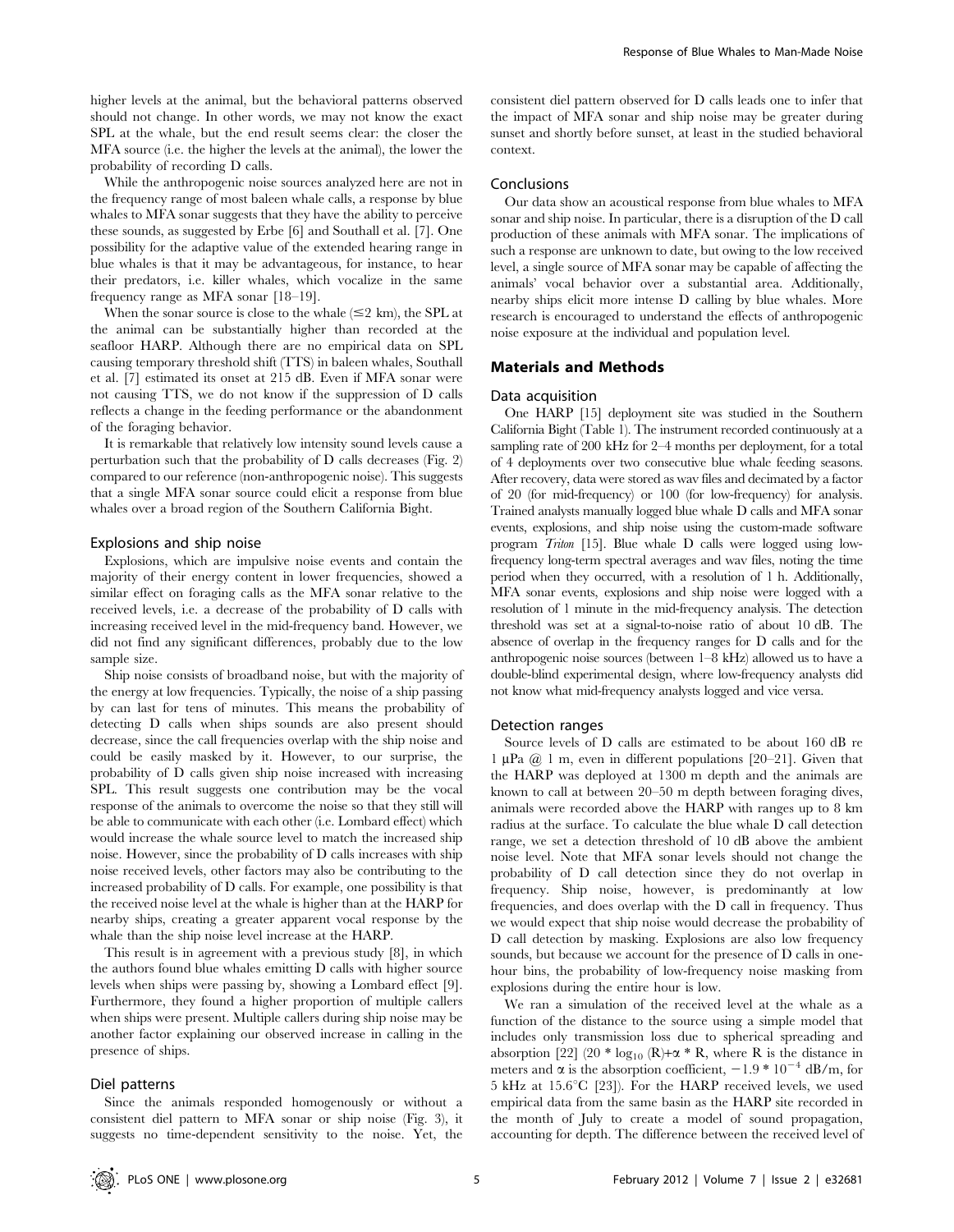higher levels at the animal, but the behavioral patterns observed should not change. In other words, we may not know the exact SPL at the whale, but the end result seems clear: the closer the MFA source (i.e. the higher the levels at the animal), the lower the probability of recording D calls.

While the anthropogenic noise sources analyzed here are not in the frequency range of most baleen whale calls, a response by blue whales to MFA sonar suggests that they have the ability to perceive these sounds, as suggested by Erbe [6] and Southall et al. [7]. One possibility for the adaptive value of the extended hearing range in blue whales is that it may be advantageous, for instance, to hear their predators, i.e. killer whales, which vocalize in the same frequency range as MFA sonar [18–19].

When the sonar source is close to the whale (≤2 km), the SPL at the animal can be substantially higher than recorded at the seafloor HARP. Although there are no empirical data on SPL causing temporary threshold shift (TTS) in baleen whales, Southall et al. [7] estimated its onset at 215 dB. Even if MFA sonar were not causing TTS, we do not know if the suppression of D calls reflects a change in the feeding performance or the abandonment of the foraging behavior.

It is remarkable that relatively low intensity sound levels cause a perturbation such that the probability of D calls decreases (Fig. 2) compared to our reference (non-anthropogenic noise). This suggests that a single MFA sonar source could elicit a response from blue whales over a broad region of the Southern California Bight.

### Explosions and ship noise

Explosions, which are impulsive noise events and contain the majority of their energy content in lower frequencies, showed a similar effect on foraging calls as the MFA sonar relative to the received levels, i.e. a decrease of the probability of D calls with increasing received level in the mid-frequency band. However, we did not find any significant differences, probably due to the low sample size.

Ship noise consists of broadband noise, but with the majority of the energy at low frequencies. Typically, the noise of a ship passing by can last for tens of minutes. This means the probability of detecting D calls when ships sounds are also present should decrease, since the call frequencies overlap with the ship noise and could be easily masked by it. However, to our surprise, the probability of D calls given ship noise increased with increasing SPL. This result suggests one contribution may be the vocal response of the animals to overcome the noise so that they still will be able to communicate with each other (i.e. Lombard effect) which would increase the whale source level to match the increased ship noise. However, since the probability of D calls increases with ship noise received levels, other factors may also be contributing to the increased probability of D calls. For example, one possibility is that the received noise level at the whale is higher than at the HARP for nearby ships, creating a greater apparent vocal response by the whale than the ship noise level increase at the HARP.

This result is in agreement with a previous study [8], in which the authors found blue whales emitting D calls with higher source levels when ships were passing by, showing a Lombard effect [9]. Furthermore, they found a higher proportion of multiple callers when ships were present. Multiple callers during ship noise may be another factor explaining our observed increase in calling in the presence of ships.

### Diel patterns

Since the animals responded homogenously or without a consistent diel pattern to MFA sonar or ship noise (Fig. 3), it suggests no time-dependent sensitivity to the noise. Yet, the consistent diel pattern observed for D calls leads one to infer that the impact of MFA sonar and ship noise may be greater during sunset and shortly before sunset, at least in the studied behavioral context.

### Conclusions

Our data show an acoustical response from blue whales to MFA sonar and ship noise. In particular, there is a disruption of the D call production of these animals with MFA sonar. The implications of such a response are unknown to date, but owing to the low received level, a single source of MFA sonar may be capable of affecting the animals' vocal behavior over a substantial area. Additionally, nearby ships elicit more intense D calling by blue whales. More research is encouraged to understand the effects of anthropogenic noise exposure at the individual and population level.

## Materials and Methods

### Data acquisition

One HARP [15] deployment site was studied in the Southern California Bight (Table 1). The instrument recorded continuously at a sampling rate of 200 kHz for 2–4 months per deployment, for a total of 4 deployments over two consecutive blue whale feeding seasons. After recovery, data were stored as wav files and decimated by a factor of 20 (for mid-frequency) or 100 (for low-frequency) for analysis. Trained analysts manually logged blue whale D calls and MFA sonar events, explosions, and ship noise using the custom-made software program *Triton* [15]. Blue whale D calls were logged using low-frequency long-term spectral averages and wav files, noting the time period when they occurred, with a resolution of 1 h. Additionally, MFA sonar events, explosions and ship noise were logged with a resolution of 1 minute in the mid-frequency analysis. The detection threshold was set at a signal-to-noise ratio of about 10 dB. The absence of overlap in the frequency ranges for D calls and for the anthropogenic noise sources (between 1–8 kHz) allowed us to have a double-blind experimental design, where low-frequency analysts did not know what mid-frequency analysts logged and vice versa.

### Detection ranges

Source levels of D calls are estimated to be about 160 dB re 1 μPa @ 1 m, even in different populations [20–21]. Given that the HARP was deployed at 1300 m depth and the animals are known to call at between 20–50 m depth between foraging dives, animals were recorded above the HARP with ranges up to 8 km radius at the surface. To calculate the blue whale D call detection range, we set a detection threshold of 10 dB above the ambient noise level. Note that MFA sonar levels should not change the probability of D call detection since they do not overlap in frequency. Ship noise, however, is predominantly at low frequencies, and does overlap with the D call in frequency. Thus we would expect that ship noise would decrease the probability of D call detection by masking. Explosions are also low frequency sounds, but because we account for the presence of D calls in one-hour bins, the probability of low-frequency noise masking from explosions during the entire hour is low.

We ran a simulation of the received level at the whale as a function of the distance to the source using a simple model that includes only transmission loss due to spherical spreading and absorption [22] ($20 * \log_{10}(R) + \alpha * R$, where R is the distance in meters and $\alpha$ is the absorption coefficient, $-1.9 * 10^{-4}$ dB/m, for 5 kHz at 15.6°C [23]). For the HARP received levels, we used empirical data from the same basin as the HARP site recorded in the month of July to create a model of sound propagation, accounting for depth. The difference between the received level of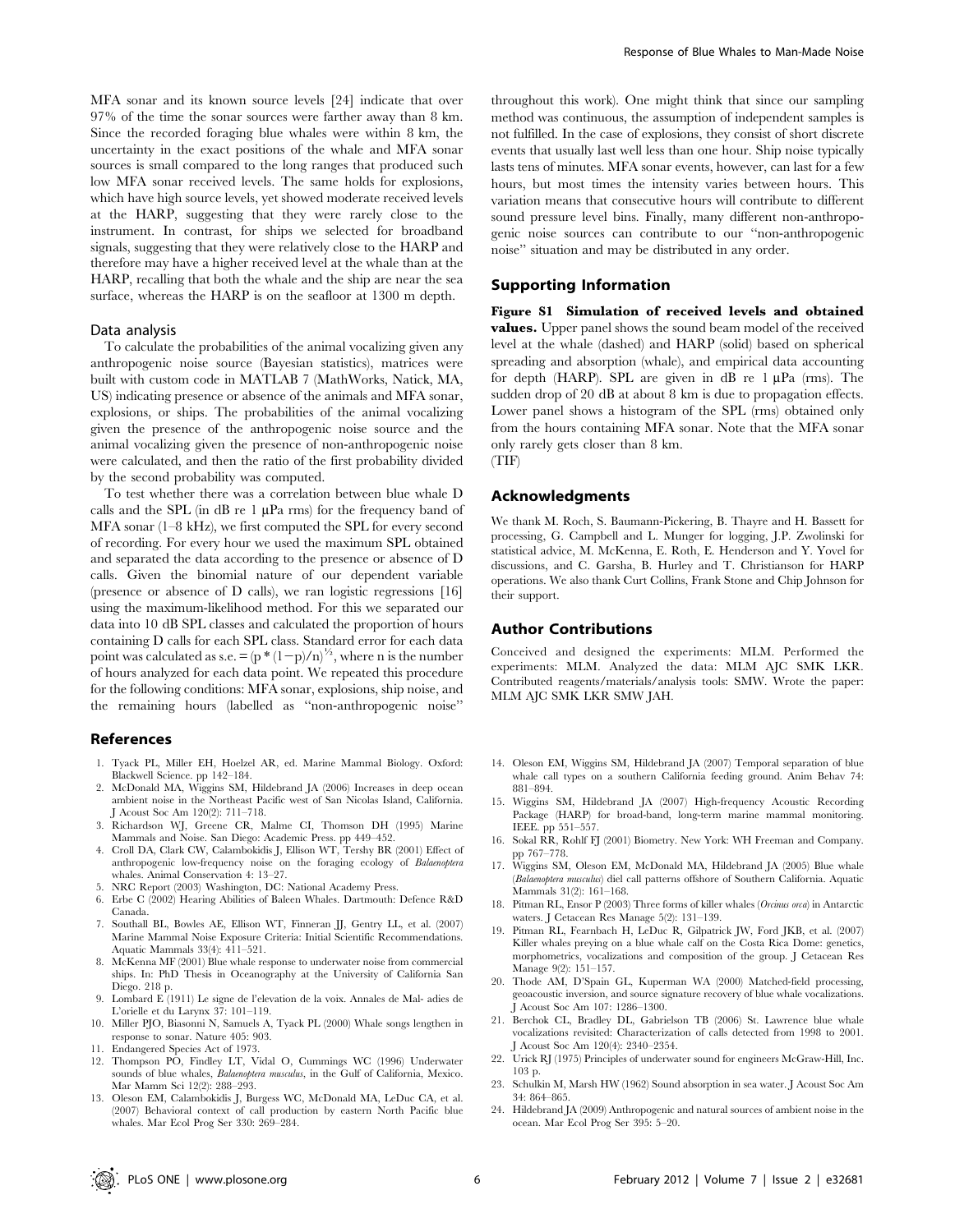MFA sonar and its known source levels [24] indicate that over 97% of the time the sonar sources were farther away than 8 km. Since the recorded foraging blue whales were within 8 km, the uncertainty in the exact positions of the whale and MFA sonar sources is small compared to the long ranges that produced such low MFA sonar received levels. The same holds for explosions, which have high source levels, yet showed moderate received levels at the HARP, suggesting that they were rarely close to the instrument. In contrast, for ships we selected for broadband signals, suggesting that they were relatively close to the HARP and therefore may have a higher received level at the whale than at the HARP, recalling that both the whale and the ship are near the sea surface, whereas the HARP is on the seafloor at 1300 m depth.

### Data analysis

To calculate the probabilities of the animal vocalizing given any anthropogenic noise source (Bayesian statistics), matrices were built with custom code in MATLAB 7 (MathWorks, Natick, MA, US) indicating presence or absence of the animals and MFA sonar, explosions, or ships. The probabilities of the animal vocalizing given the presence of the anthropogenic noise source and the animal vocalizing given the presence of non-anthropogenic noise were calculated, and then the ratio of the first probability divided by the second probability was computed.

To test whether there was a correlation between blue whale D calls and the SPL (in dB re 1 µPa rms) for the frequency band of MFA sonar (1–8 kHz), we first computed the SPL for every second of recording. For every hour we used the maximum SPL obtained and separated the data according to the presence or absence of D calls. Given the binomial nature of our dependent variable (presence or absence of D calls), we ran logistic regressions [16] using the maximum-likelihood method. For this we separated our data into 10 dB SPL classes and calculated the proportion of hours containing D calls for each SPL class. Standard error for each data point was calculated as $s.e. = (p*(1-p)/n)^{1/2}$, where n is the number of hours analyzed for each data point. We repeated this procedure for the following conditions: MFA sonar, explosions, ship noise, and the remaining hours (labelled as "non-anthropogenic noise" throughout this work). One might think that since our sampling method was continuous, the assumption of independent samples is not fulfilled. In the case of explosions, they consist of short discrete events that usually last well less than one hour. Ship noise typically lasts tens of minutes. MFA sonar events, however, can last for a few hours, but most times the intensity varies between hours. This variation means that consecutive hours will contribute to different sound pressure level bins. Finally, many different non-anthropogenic noise sources can contribute to our "non-anthropogenic noise" situation and may be distributed in any order.

## Supporting Information

**Figure S1 Simulation of received levels and obtained values.** Upper panel shows the sound beam model of the received level at the whale (dashed) and HARP (solid) based on spherical spreading and absorption (whale), and empirical data accounting for depth (HARP). SPL are given in dB re 1 µPa (rms). The sudden drop of 20 dB at about 8 km is due to propagation effects. Lower panel shows a histogram of the SPL (rms) obtained only from the hours containing MFA sonar. Note that the MFA sonar only rarely gets closer than 8 km.
(TIF)

## Acknowledgments

We thank M. Roch, S. Baumann-Pickering, B. Thayre and H. Bassett for processing, G. Campbell and L. Munger for logging, J.P. Zwolinski for statistical advice, M. McKenna, E. Roth, E. Henderson and Y. Yovel for discussions, and C. Garsha, B. Hurley and T. Christianson for HARP operations. We also thank Curt Collins, Frank Stone and Chip Johnson for their support.

## Author Contributions

Conceived and designed the experiments: MLM. Performed the experiments: MLM. Analyzed the data: MLM AJC SMK LKR. Contributed reagents/materials/analysis tools: SMW. Wrote the paper: MLM AJC SMK LKR SMW JAH.

## References

1. Tyack PL, Miller EH, Hoelzel AR, ed. Marine Mammal Biology. Oxford: Blackwell Science. pp 142–184.
2. McDonald MA, Wiggins SM, Hildebrand JA (2006) Increases in deep ocean ambient noise in the Northeast Pacific west of San Nicolas Island, California. J Acoust Soc Am 120(2): 711–718.
3. Richardson WJ, Greene CR, Malme CI, Thomson DH (1995) Marine Mammals and Noise. San Diego: Academic Press. pp 449–452.
4. Croll DA, Clark CW, Calambokidis J, Ellison WT, Tershy BR (2001) Effect of anthropogenic low-frequency noise on the foraging ecology of *Balaenoptera* whales. Animal Conservation 4: 13–27.
5. NRC Report (2003) Washington, DC: National Academy Press.
6. Erbe C (2002) Hearing Abilities of Baleen Whales. Dartmouth: Defence R&D Canada.
7. Southall BL, Bowles AE, Ellison WT, Finneran JJ, Gentry LL, et al. (2007) Marine Mammal Noise Exposure Criteria: Initial Scientific Recommendations. Aquatic Mammals 33(4): 411–521.
8. McKenna MF (2001) Blue whale response to underwater noise from commercial ships. In: PhD Thesis in Oceanography at the University of California San Diego. 218 p.
9. Lombard E (1911) Le signe de l'elevation de la voix. Annales de Mal- adies de L'orielle et du Larynx 37: 101–119.
10. Miller PJO, Biasonni N, Samuels A, Tyack PL (2000) Whale songs lengthen in response to sonar. Nature 405: 903.
11. Endangered Species Act of 1973.
12. Thompson PO, Findley LT, Vidal O, Cummings WC (1996) Underwater sounds of blue whales, *Balaenoptera musculus*, in the Gulf of California, Mexico. Mar Mamm Sci 12(2): 288–293.
13. Oleson EM, Calambokidis J, Burgess WC, McDonald MA, LeDuc CA, et al. (2007) Behavioral context of call production by eastern North Pacific blue whales. Mar Ecol Prog Ser 330: 269–284.
14. Oleson EM, Wiggins SM, Hildebrand JA (2007) Temporal separation of blue whale call types on a southern California feeding ground. Anim Behav 74: 881–894.
15. Wiggins SM, Hildebrand JA (2007) High-frequency Acoustic Recording Package (HARP) for broad-band, long-term marine mammal monitoring. IEEE. pp 551–557.
16. Sokal RR, Rohlf FJ (2001) Biometry. New York: WH Freeman and Company. pp 767–778.
17. Wiggins SM, Oleson EM, McDonald MA, Hildebrand JA (2005) Blue whale (*Balaenoptera musculus*) diel call patterns offshore of Southern California. Aquatic Mammals 31(2): 161–168.
18. Pitman RL, Ensor P (2003) Three forms of killer whales (*Orcinus orca*) in Antarctic waters. J Cetacean Res Manage 5(2): 131–139.
19. Pitman RL, Fearnbach H, LeDuc R, Gilpatrick JW, Ford JKB, et al. (2007) Killer whales preying on a blue whale calf on the Costa Rica Dome: genetics, morphometrics, vocalizations and composition of the group. J Cetacean Res Manage 9(2): 151–157.
20. Thode AM, D'Spain GL, Kuperman WA (2000) Matched-field processing, geoacoustic inversion, and source signature recovery of blue whale vocalizations. J Acoust Soc Am 107: 1286–1300.
21. Berchok CL, Bradley DL, Gabrielson TB (2006) St. Lawrence blue whale vocalizations revisited: Characterization of calls detected from 1998 to 2001. J Acoust Soc Am 120(4): 2340–2354.
22. Urick RJ (1975) Principles of underwater sound for engineers McGraw-Hill, Inc. 103 p.
23. Schulkin M, Marsh HW (1962) Sound absorption in sea water. J Acoust Soc Am 34: 864–865.
24. Hildebrand JA (2009) Anthropogenic and natural sources of ambient noise in the ocean. Mar Ecol Prog Ser 395: 5–20.